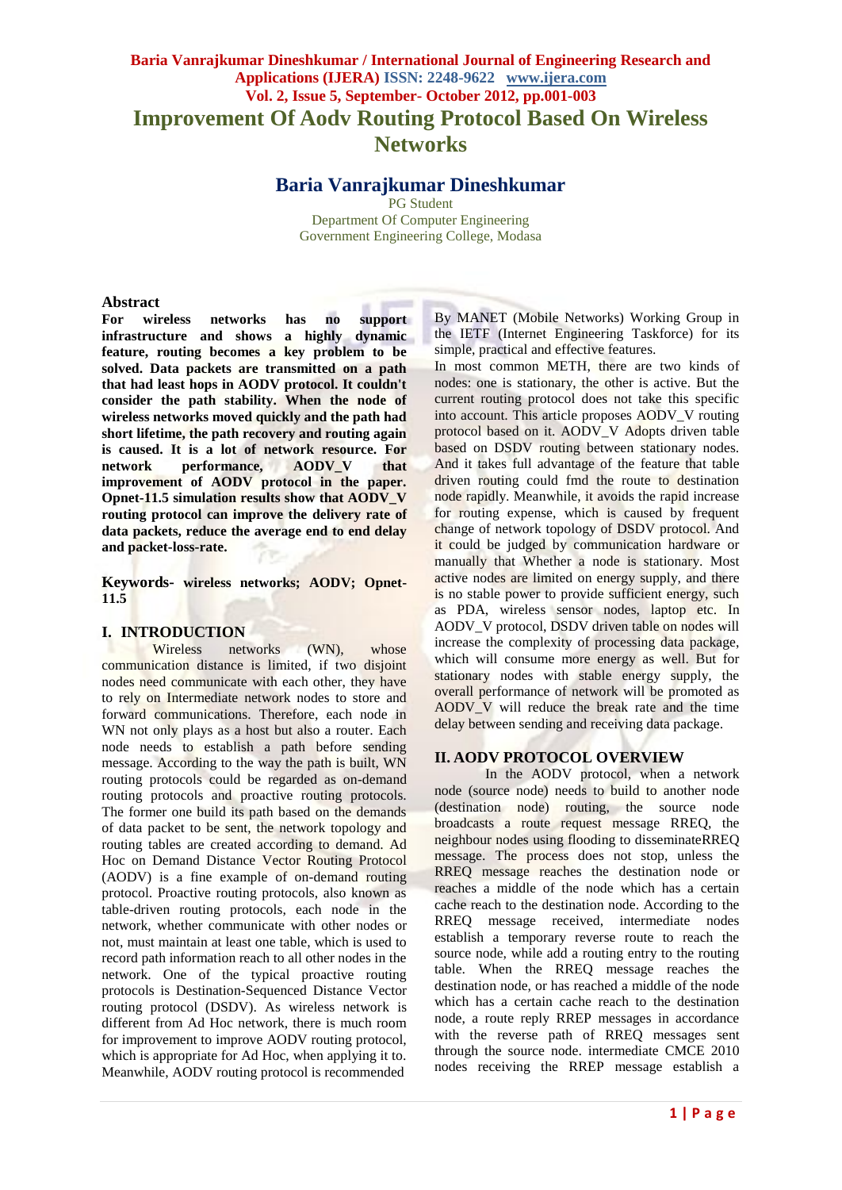# Improvement Of Aodv Routing Protocol Based On Wireless Networks

## Baria Vanrajkumar Dineshkumar

PG Student
Department Of Computer Engineering
Government Engineering College, Modasa

### Abstract

**For wireless networks has no support infrastructure and shows a highly dynamic feature, routing becomes a key problem to be solved. Data packets are transmitted on a path that had least hops in AODV protocol. It couldn't consider the path stability. When the node of wireless networks moved quickly and the path had short lifetime, the path recovery and routing again is caused. It is a lot of network resource. For network performance, AODV_V that improvement of AODV protocol in the paper. Opnet-11.5 simulation results show that AODV_V routing protocol can improve the delivery rate of data packets, reduce the average end to end delay and packet-loss-rate.**

**Keywords- wireless networks; AODV; Opnet-11.5**

## I. INTRODUCTION

Wireless networks (WN), whose communication distance is limited, if two disjoint nodes need communicate with each other, they have to rely on Intermediate network nodes to store and forward communications. Therefore, each node in WN not only plays as a host but also a router. Each node needs to establish a path before sending message. According to the way the path is built, WN routing protocols could be regarded as on-demand routing protocols and proactive routing protocols. The former one build its path based on the demands of data packet to be sent, the network topology and routing tables are created according to demand. Ad Hoc on Demand Distance Vector Routing Protocol (AODV) is a fine example of on-demand routing protocol. Proactive routing protocols, also known as table-driven routing protocols, each node in the network, whether communicate with other nodes or not, must maintain at least one table, which is used to record path information reach to all other nodes in the network. One of the typical proactive routing protocols is Destination-Sequenced Distance Vector routing protocol (DSDV). As wireless network is different from Ad Hoc network, there is much room for improvement to improve AODV routing protocol, which is appropriate for Ad Hoc, when applying it to. Meanwhile, AODV routing protocol is recommended By MANET (Mobile Networks) Working Group in the IETF (Internet Engineering Taskforce) for its simple, practical and effective features.

In most common METH, there are two kinds of nodes: one is stationary, the other is active. But the current routing protocol does not take this specific into account. This article proposes AODV_V routing protocol based on it. AODV_V Adopts driven table based on DSDV routing between stationary nodes. And it takes full advantage of the feature that table driven routing could fmd the route to destination node rapidly. Meanwhile, it avoids the rapid increase for routing expense, which is caused by frequent change of network topology of DSDV protocol. And it could be judged by communication hardware or manually that Whether a node is stationary. Most active nodes are limited on energy supply, and there is no stable power to provide sufficient energy, such as PDA, wireless sensor nodes, laptop etc. In AODV_V protocol, DSDV driven table on nodes will increase the complexity of processing data package, which will consume more energy as well. But for stationary nodes with stable energy supply, the overall performance of network will be promoted as AODV_V will reduce the break rate and the time delay between sending and receiving data package.

## II. AODV PROTOCOL OVERVIEW

In the AODV protocol, when a network node (source node) needs to build to another node (destination node) routing, the source node broadcasts a route request message RREQ, the neighbour nodes using flooding to disseminateRREQ message. The process does not stop, unless the RREQ message reaches the destination node or reaches a middle of the node which has a certain cache reach to the destination node. According to the RREQ message received, intermediate nodes establish a temporary reverse route to reach the source node, while add a routing entry to the routing table. When the RREQ message reaches the destination node, or has reached a middle of the node which has a certain cache reach to the destination node, a route reply RREP messages in accordance with the reverse path of RREQ messages sent through the source node. intermediate CMCE 2010 nodes receiving the RREP message establish a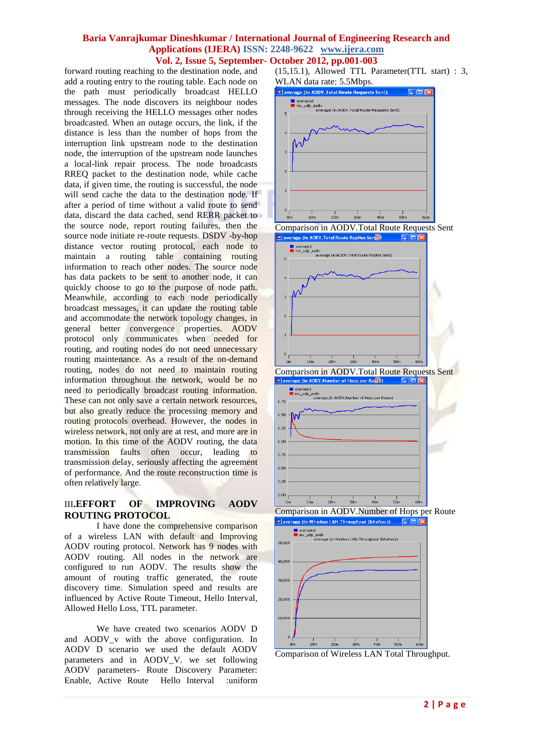forward routing reaching to the destination node, and add a routing entry to the routing table. Each node on the path must periodically broadcast HELLO messages. The node discovers its neighbour nodes through receiving the HELLO messages other nodes broadcasted. When an outage occurs, the link, if the distance is less than the number of hops from the interruption link upstream node to the destination node, the interruption of the upstream node launches a local-link repair process. The node broadcasts RREQ packet to the destination node, while cache data, if given time, the routing is successful, the node will send cache the data to the destination node. If after a period of time without a valid route to send data, discard the data cached, send RERR packet to the source node, report routing failures, then the source node initiate re-route requests. DSDV -by-hop distance vector routing protocol, each node to maintain a routing table containing routing information to reach other nodes. The source node has data packets to be sent to another node, it can quickly choose to go to the purpose of node path. Meanwhile, according to each node periodically broadcast messages, it can update the routing table and accommodate the network topology changes, in general better convergence properties. AODV protocol only communicates when needed for routing, and routing nodes do not need unnecessary routing maintenance. As a result of the on-demand routing, nodes do not need to maintain routing information throughout the network, would be no need to periodically broadcast routing information. These can not only save a certain network resources, but also greatly reduce the processing memory and routing protocols overhead. However, the nodes in wireless network, not only are at rest, and more are in motion. In this time of the AODV routing, the data transmission faults often occur, leading to transmission delay, seriously affecting the agreement of performance. And the route reconstruction time is often relatively large.

## III.EFFORT OF IMPROVING AODV ROUTING PROTOCOL

I have done the comprehensive comparison of a wireless LAN with default and Improving AODV routing protocol. Network has 9 nodes with AODV routing. All nodes in the network are configured to run AODV. The results show the amount of routing traffic generated, the route discovery time. Simulation speed and results are influenced by Active Route Timeout, Hello Interval, Allowed Hello Loss, TTL parameter.

We have created two scenarios AODV D and AODV_v with the above configuration. In AODV D scenario we used the default AODV parameters and in AODV_V. we set following AODV parameters- Route Discovery Parameter: Enable, Active Route Hello Interval :uniform (15,15.1), Allowed TTL Parameter(TTL start) : 3, WLAN data rate: 5.5Mbps.

Comparison in AODV.Total Route Requests Sent

Comparison in AODV.Total Route Requests Sent

Comparison in AODV.Number of Hops per Route

Comparison of Wireless LAN Total Throughput.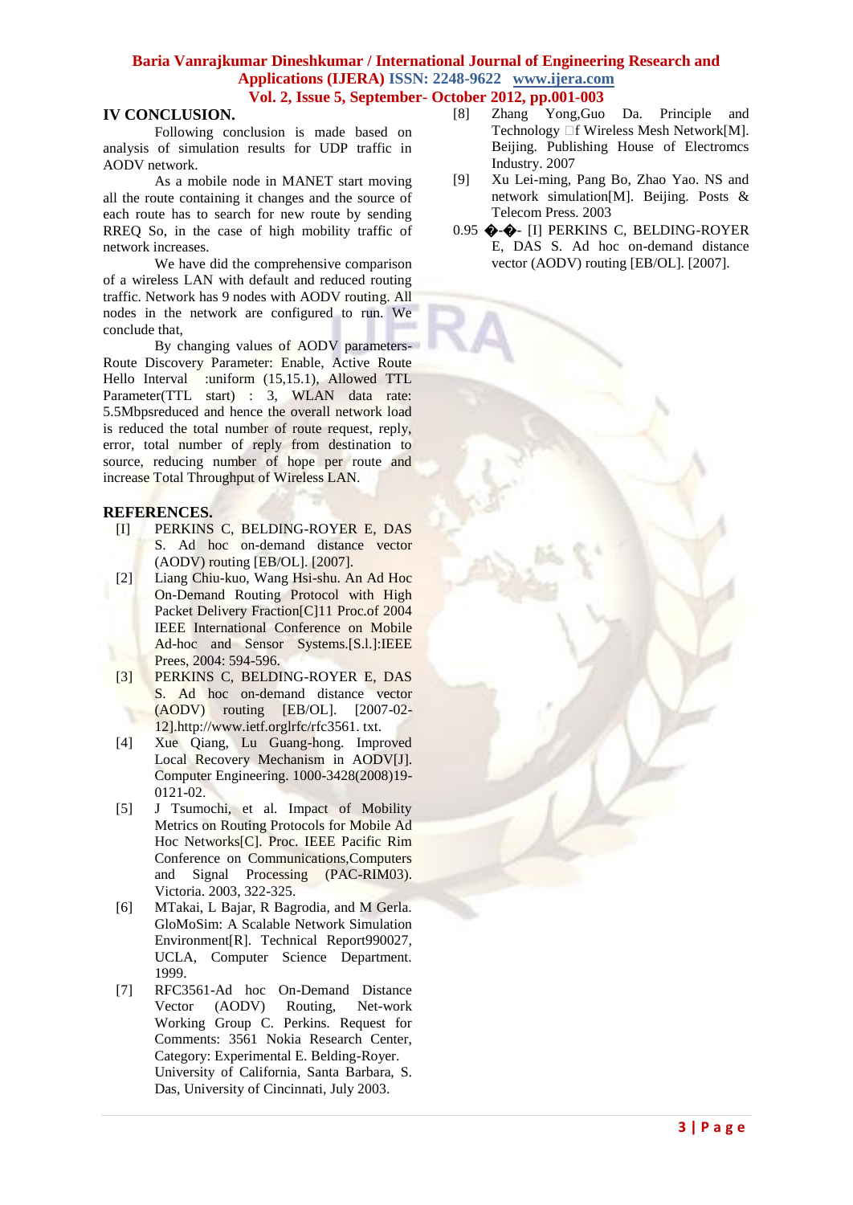## IV CONCLUSION.

Following conclusion is made based on analysis of simulation results for UDP traffic in AODV network.

As a mobile node in MANET start moving all the route containing it changes and the source of each route has to search for new route by sending RREQ So, in the case of high mobility traffic of network increases.

We have did the comprehensive comparison of a wireless LAN with default and reduced routing traffic. Network has 9 nodes with AODV routing. All nodes in the network are configured to run. We conclude that,

By changing values of AODV parameters-Route Discovery Parameter: Enable, Active Route Hello Interval :uniform (15,15.1), Allowed TTL Parameter(TTL start) : 3, WLAN data rate: 5.5Mbpsreduced and hence the overall network load is reduced the total number of route request, reply, error, total number of reply from destination to source, reducing number of hope per route and increase Total Throughput of Wireless LAN.

## REFERENCES.

[I] PERKINS C, BELDING-ROYER E, DAS S. Ad hoc on-demand distance vector (AODV) routing [EB/OL]. [2007].

[2] Liang Chiu-kuo, Wang Hsi-shu. An Ad Hoc On-Demand Routing Protocol with High Packet Delivery Fraction[C]11 Proc.of 2004 IEEE International Conference on Mobile Ad-hoc and Sensor Systems.[S.l.]:IEEE Prees, 2004: 594-596.

[3] PERKINS C, BELDING-ROYER E, DAS S. Ad hoc on-demand distance vector (AODV) routing [EB/OL]. [2007-02-12].http://www.ietf.orglrfc/rfc3561. txt.

[4] Xue Qiang, Lu Guang-hong. Improved Local Recovery Mechanism in AODV[J]. Computer Engineering. 1000-3428(2008)19-0121-02.

[5] J Tsumochi, et al. Impact of Mobility Metrics on Routing Protocols for Mobile Ad Hoc Networks[C]. Proc. IEEE Pacific Rim Conference on Communications,Computers and Signal Processing (PAC-RIM03). Victoria. 2003, 322-325.

[6] MTakai, L Bajar, R Bagrodia, and M Gerla. GloMoSim: A Scalable Network Simulation Environment[R]. Technical Report990027, UCLA, Computer Science Department. 1999.

[7] RFC3561-Ad hoc On-Demand Distance Vector (AODV) Routing, Net-work Working Group C. Perkins. Request for Comments: 3561 Nokia Research Center, Category: Experimental E. Belding-Royer. University of California, Santa Barbara, S. Das, University of Cincinnati, July 2003.

[8] Zhang Yong,Guo Da. Principle and Technology □f Wireless Mesh Network[M]. Beijing. Publishing House of Electromcs Industry. 2007

[9] Xu Lei-ming, Pang Bo, Zhao Yao. NS and network simulation[M]. Beijing. Posts & Telecom Press. 2003

0.95 �-�- [I] PERKINS C, BELDING-ROYER E, DAS S. Ad hoc on-demand distance vector (AODV) routing [EB/OL]. [2007].